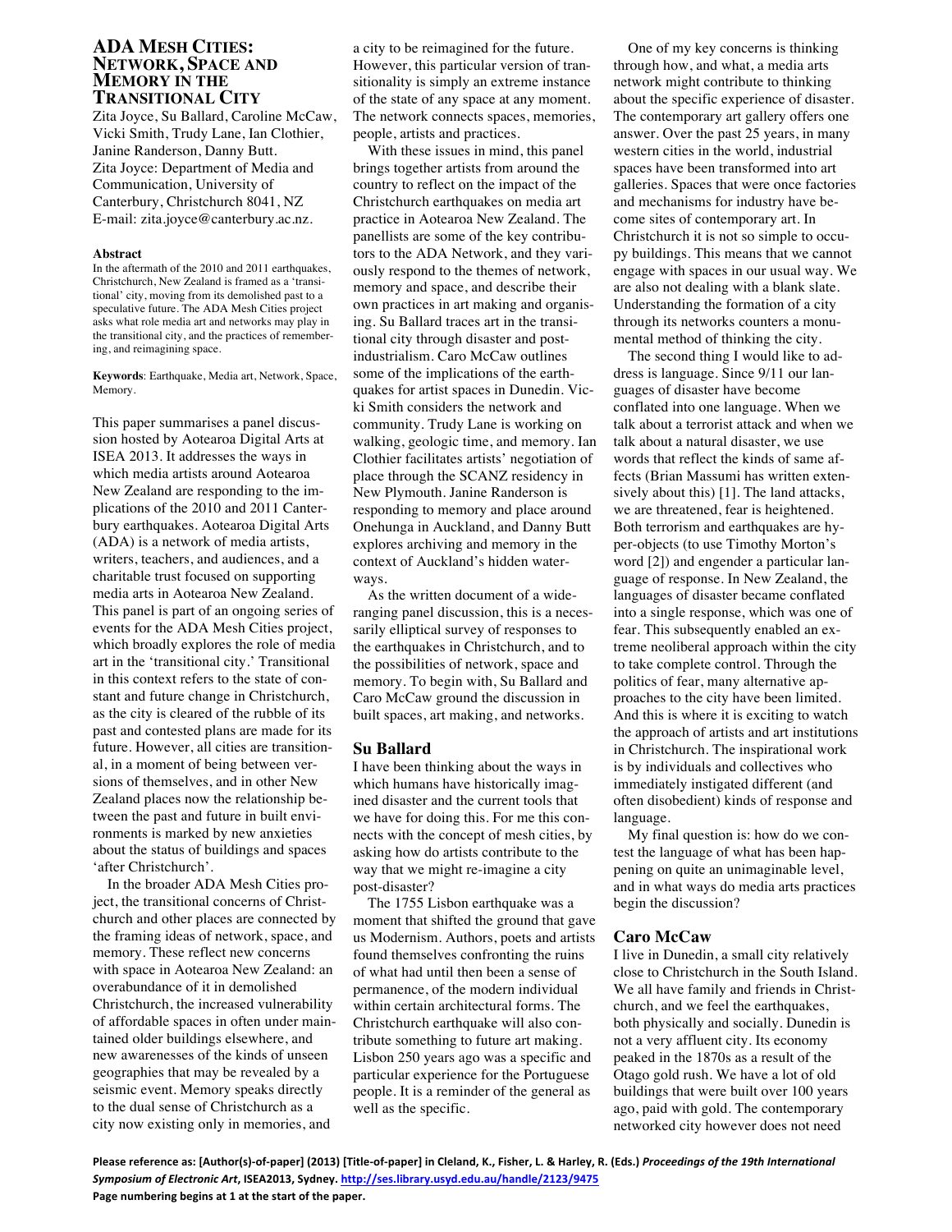# ADA Mesh Cities: Network, Space and Memory in the Transitional City

Zita Joyce, Su Ballard, Caroline McCaw, Vicki Smith, Trudy Lane, Ian Clothier, Janine Randerson, Danny Butt.
Zita Joyce: Department of Media and Communication, University of Canterbury, Christchurch 8041, NZ
E-mail: zita.joyce@canterbury.ac.nz.

### Abstract

In the aftermath of the 2010 and 2011 earthquakes, Christchurch, New Zealand is framed as a 'transitional' city, moving from its demolished past to a speculative future. The ADA Mesh Cities project asks what role media art and networks may play in the transitional city, and the practices of remembering, and reimagining space.

**Keywords**: Earthquake, Media art, Network, Space, Memory.

This paper summarises a panel discussion hosted by Aotearoa Digital Arts at ISEA 2013. It addresses the ways in which media artists around Aotearoa New Zealand are responding to the implications of the 2010 and 2011 Canterbury earthquakes. Aotearoa Digital Arts (ADA) is a network of media artists, writers, teachers, and audiences, and a charitable trust focused on supporting media arts in Aotearoa New Zealand. This panel is part of an ongoing series of events for the ADA Mesh Cities project, which broadly explores the role of media art in the 'transitional city.' Transitional in this context refers to the state of constant and future change in Christchurch, as the city is cleared of the rubble of its past and contested plans are made for its future. However, all cities are transitional, in a moment of being between versions of themselves, and in other New Zealand places now the relationship between the past and future in built environments is marked by new anxieties about the status of buildings and spaces 'after Christchurch'.

In the broader ADA Mesh Cities project, the transitional concerns of Christchurch and other places are connected by the framing ideas of network, space, and memory. These reflect new concerns with space in Aotearoa New Zealand: an overabundance of it in demolished Christchurch, the increased vulnerability of affordable spaces in often under maintained older buildings elsewhere, and new awarenesses of the kinds of unseen geographies that may be revealed by a seismic event. Memory speaks directly to the dual sense of Christchurch as a city now existing only in memories, and a city to be reimagined for the future. However, this particular version of transitionality is simply an extreme instance of the state of any space at any moment. The network connects spaces, memories, people, artists and practices.

With these issues in mind, this panel brings together artists from around the country to reflect on the impact of the Christchurch earthquakes on media art practice in Aotearoa New Zealand. The panellists are some of the key contributors to the ADA Network, and they variously respond to the themes of network, memory and space, and describe their own practices in art making and organising. Su Ballard traces art in the transitional city through disaster and post-industrialism. Caro McCaw outlines some of the implications of the earthquakes for artist spaces in Dunedin. Vicki Smith considers the network and community. Trudy Lane is working on walking, geologic time, and memory. Ian Clothier facilitates artists' negotiation of place through the SCANZ residency in New Plymouth. Janine Randerson is responding to memory and place around Onehunga in Auckland, and Danny Butt explores archiving and memory in the context of Auckland's hidden waterways.

As the written document of a wide-ranging panel discussion, this is a necessarily elliptical survey of responses to the earthquakes in Christchurch, and to the possibilities of network, space and memory. To begin with, Su Ballard and Caro McCaw ground the discussion in built spaces, art making, and networks.

## Su Ballard

I have been thinking about the ways in which humans have historically imagined disaster and the current tools that we have for doing this. For me this connects with the concept of mesh cities, by asking how do artists contribute to the way that we might re-imagine a city post-disaster?

The 1755 Lisbon earthquake was a moment that shifted the ground that gave us Modernism. Authors, poets and artists found themselves confronting the ruins of what had until then been a sense of permanence, of the modern individual within certain architectural forms. The Christchurch earthquake will also contribute something to future art making. Lisbon 250 years ago was a specific and particular experience for the Portuguese people. It is a reminder of the general as well as the specific.

One of my key concerns is thinking through how, and what, a media arts network might contribute to thinking about the specific experience of disaster. The contemporary art gallery offers one answer. Over the past 25 years, in many western cities in the world, industrial spaces have been transformed into art galleries. Spaces that were once factories and mechanisms for industry have become sites of contemporary art. In Christchurch it is not so simple to occupy buildings. This means that we cannot engage with spaces in our usual way. We are also not dealing with a blank slate. Understanding the formation of a city through its networks counters a monumental method of thinking the city.

The second thing I would like to address is language. Since 9/11 our languages of disaster have become conflated into one language. When we talk about a terrorist attack and when we talk about a natural disaster, we use words that reflect the kinds of same affects (Brian Massumi has written extensively about this) [1]. The land attacks, we are threatened, fear is heightened. Both terrorism and earthquakes are hyper-objects (to use Timothy Morton's word [2]) and engender a particular language of response. In New Zealand, the languages of disaster became conflated into a single response, which was one of fear. This subsequently enabled an extreme neoliberal approach within the city to take complete control. Through the politics of fear, many alternative approaches to the city have been limited. And this is where it is exciting to watch the approach of artists and art institutions in Christchurch. The inspirational work is by individuals and collectives who immediately instigated different (and often disobedient) kinds of response and language.

My final question is: how do we contest the language of what has been happening on quite an unimaginable level, and in what ways do media arts practices begin the discussion?

## Caro McCaw

I live in Dunedin, a small city relatively close to Christchurch in the South Island. We all have family and friends in Christchurch, and we feel the earthquakes, both physically and socially. Dunedin is not a very affluent city. Its economy peaked in the 1870s as a result of the Otago gold rush. We have a lot of old buildings that were built over 100 years ago, paid with gold. The contemporary networked city however does not need

Please reference as: [Author(s)-of-paper] (2013) [Title-of-paper] in Cleland, K., Fisher, L. & Harley, R. (Eds.) *Proceedings of the 19th International Symposium of Electronic Art*, ISEA2013, Sydney. http://ses.library.usyd.edu.au/handle/2123/9475
Page numbering begins at 1 at the start of the paper.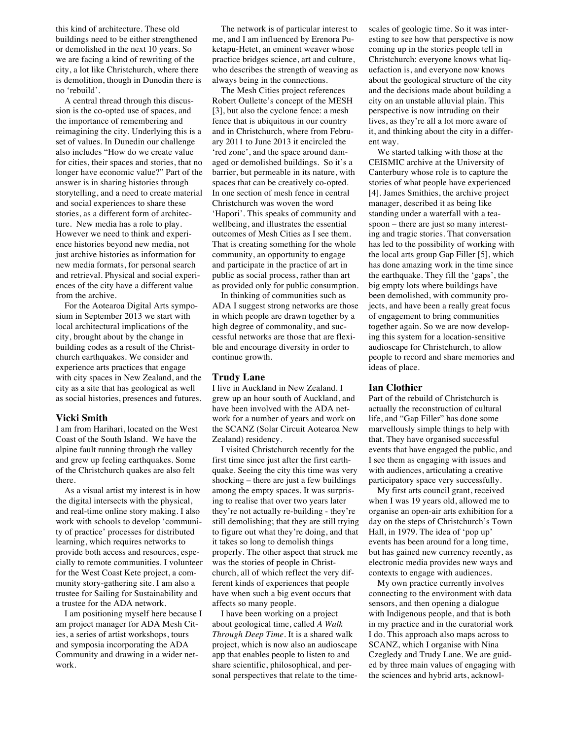this kind of architecture. These old buildings need to be either strengthened or demolished in the next 10 years. So we are facing a kind of rewriting of the city, a lot like Christchurch, where there is demolition, though in Dunedin there is no 'rebuild'.

A central thread through this discussion is the co-opted use of spaces, and the importance of remembering and reimagining the city. Underlying this is a set of values. In Dunedin our challenge also includes "How do we create value for cities, their spaces and stories, that no longer have economic value?" Part of the answer is in sharing histories through storytelling, and a need to create material and social experiences to share these stories, as a different form of architecture. New media has a role to play. However we need to think and experience histories beyond new media, not just archive histories as information for new media formats, for personal search and retrieval. Physical and social experiences of the city have a different value from the archive.

For the Aotearoa Digital Arts symposium in September 2013 we start with local architectural implications of the city, brought about by the change in building codes as a result of the Christchurch earthquakes. We consider and experience arts practices that engage with city spaces in New Zealand, and the city as a site that has geological as well as social histories, presences and futures.

### Vicki Smith

I am from Harihari, located on the West Coast of the South Island. We have the alpine fault running through the valley and grew up feeling earthquakes. Some of the Christchurch quakes are also felt there.

As a visual artist my interest is in how the digital intersects with the physical, and real-time online story making. I also work with schools to develop 'community of practice' processes for distributed learning, which requires networks to provide both access and resources, especially to remote communities. I volunteer for the West Coast Kete project, a community story-gathering site. I am also a trustee for Sailing for Sustainability and a trustee for the ADA network.

I am positioning myself here because I am project manager for ADA Mesh Cities, a series of artist workshops, tours and symposia incorporating the ADA Community and drawing in a wider network.

The network is of particular interest to me, and I am influenced by Erenora Puketapu-Hetet, an eminent weaver whose practice bridges science, art and culture, who describes the strength of weaving as always being in the connections.

The Mesh Cities project references Robert Oullette's concept of the MESH [3], but also the cyclone fence: a mesh fence that is ubiquitous in our country and in Christchurch, where from February 2011 to June 2013 it encircled the 'red zone', and the space around damaged or demolished buildings. So it's a barrier, but permeable in its nature, with spaces that can be creatively co-opted. In one section of mesh fence in central Christchurch was woven the word 'Hapori'. This speaks of community and wellbeing, and illustrates the essential outcomes of Mesh Cities as I see them. That is creating something for the whole community, an opportunity to engage and participate in the practice of art in public as social process, rather than art as provided only for public consumption.

In thinking of communities such as ADA I suggest strong networks are those in which people are drawn together by a high degree of commonality, and successful networks are those that are flexible and encourage diversity in order to continue growth.

### Trudy Lane

I live in Auckland in New Zealand. I grew up an hour south of Auckland, and have been involved with the ADA network for a number of years and work on the SCANZ (Solar Circuit Aotearoa New Zealand) residency.

I visited Christchurch recently for the first time since just after the first earthquake. Seeing the city this time was very shocking – there are just a few buildings among the empty spaces. It was surprising to realise that over two years later they're not actually re-building - they're still demolishing; that they are still trying to figure out what they're doing, and that it takes so long to demolish things properly. The other aspect that struck me was the stories of people in Christchurch, all of which reflect the very different kinds of experiences that people have when such a big event occurs that affects so many people.

I have been working on a project about geological time, called *A Walk Through Deep Time*. It is a shared walk project, which is now also an audioscape app that enables people to listen to and share scientific, philosophical, and personal perspectives that relate to the time-scales of geologic time. So it was interesting to see how that perspective is now coming up in the stories people tell in Christchurch: everyone knows what liquefaction is, and everyone now knows about the geological structure of the city and the decisions made about building a city on an unstable alluvial plain. This perspective is now intruding on their lives, as they're all a lot more aware of it, and thinking about the city in a different way.

We started talking with those at the CEISMIC archive at the University of Canterbury whose role is to capture the stories of what people have experienced [4]. James Smithies, the archive project manager, described it as being like standing under a waterfall with a teaspoon – there are just so many interesting and tragic stories. That conversation has led to the possibility of working with the local arts group Gap Filler [5], which has done amazing work in the time since the earthquake. They fill the 'gaps', the big empty lots where buildings have been demolished, with community projects, and have been a really great focus of engagement to bring communities together again. So we are now developing this system for a location-sensitive audioscape for Christchurch, to allow people to record and share memories and ideas of place.

### Ian Clothier

Part of the rebuild of Christchurch is actually the reconstruction of cultural life, and "Gap Filler" has done some marvellously simple things to help with that. They have organised successful events that have engaged the public, and I see them as engaging with issues and with audiences, articulating a creative participatory space very successfully.

My first arts council grant, received when I was 19 years old, allowed me to organise an open-air arts exhibition for a day on the steps of Christchurch's Town Hall, in 1979. The idea of 'pop up' events has been around for a long time, but has gained new currency recently, as electronic media provides new ways and contexts to engage with audiences.

My own practice currently involves connecting to the environment with data sensors, and then opening a dialogue with Indigenous people, and that is both in my practice and in the curatorial work I do. This approach also maps across to SCANZ, which I organise with Nina Czegledy and Trudy Lane. We are guided by three main values of engaging with the sciences and hybrid arts, acknowl-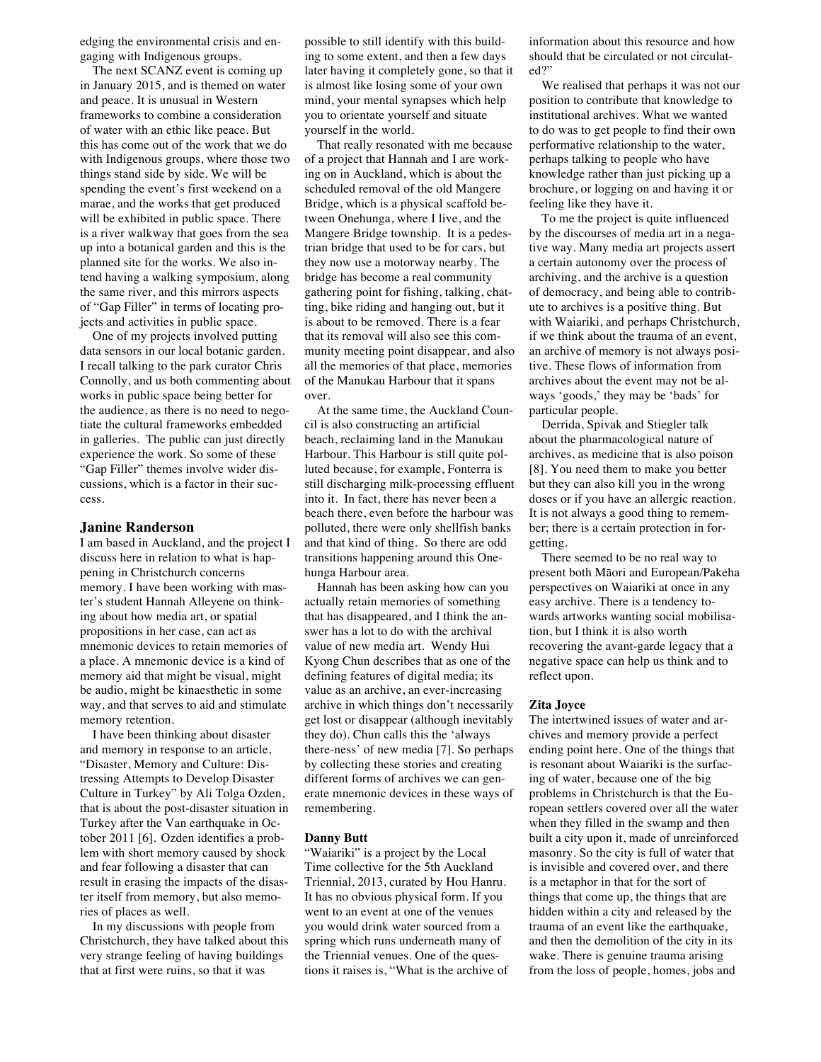edging the environmental crisis and engaging with Indigenous groups.

The next SCANZ event is coming up in January 2015, and is themed on water and peace. It is unusual in Western frameworks to combine a consideration of water with an ethic like peace. But this has come out of the work that we do with Indigenous groups, where those two things stand side by side. We will be spending the event's first weekend on a marae, and the works that get produced will be exhibited in public space. There is a river walkway that goes from the sea up into a botanical garden and this is the planned site for the works. We also intend having a walking symposium, along the same river, and this mirrors aspects of "Gap Filler" in terms of locating projects and activities in public space.

One of my projects involved putting data sensors in our local botanic garden. I recall talking to the park curator Chris Connolly, and us both commenting about works in public space being better for the audience, as there is no need to negotiate the cultural frameworks embedded in galleries. The public can just directly experience the work. So some of these "Gap Filler" themes involve wider discussions, which is a factor in their success.

### Janine Randerson

I am based in Auckland, and the project I discuss here in relation to what is happening in Christchurch concerns memory. I have been working with master's student Hannah Alleyene on thinking about how media art, or spatial propositions in her case, can act as mnemonic devices to retain memories of a place. A mnemonic device is a kind of memory aid that might be visual, might be audio, might be kinaesthetic in some way, and that serves to aid and stimulate memory retention.

I have been thinking about disaster and memory in response to an article, "Disaster, Memory and Culture: Distressing Attempts to Develop Disaster Culture in Turkey" by Ali Tolga Ozden, that is about the post-disaster situation in Turkey after the Van earthquake in October 2011 [6]. Ozden identifies a problem with short memory caused by shock and fear following a disaster that can result in erasing the impacts of the disaster itself from memory, but also memories of places as well.

In my discussions with people from Christchurch, they have talked about this very strange feeling of having buildings that at first were ruins, so that it was possible to still identify with this building to some extent, and then a few days later having it completely gone, so that it is almost like losing some of your own mind, your mental synapses which help you to orientate yourself and situate yourself in the world.

That really resonated with me because of a project that Hannah and I are working on in Auckland, which is about the scheduled removal of the old Mangere Bridge, which is a physical scaffold between Onehunga, where I live, and the Mangere Bridge township. It is a pedestrian bridge that used to be for cars, but they now use a motorway nearby. The bridge has become a real community gathering point for fishing, talking, chatting, bike riding and hanging out, but it is about to be removed. There is a fear that its removal will also see this community meeting point disappear, and also all the memories of that place, memories of the Manukau Harbour that it spans over.

At the same time, the Auckland Council is also constructing an artificial beach, reclaiming land in the Manukau Harbour. This Harbour is still quite polluted because, for example, Fonterra is still discharging milk-processing effluent into it. In fact, there has never been a beach there, even before the harbour was polluted, there were only shellfish banks and that kind of thing. So there are odd transitions happening around this Onehunga Harbour area.

Hannah has been asking how can you actually retain memories of something that has disappeared, and I think the answer has a lot to do with the archival value of new media art. Wendy Hui Kyong Chun describes that as one of the defining features of digital media; its value as an archive, an ever-increasing archive in which things don't necessarily get lost or disappear (although inevitably they do). Chun calls this the 'always there-ness' of new media [7]. So perhaps by collecting these stories and creating different forms of archives we can generate mnemonic devices in these ways of remembering.

#### Danny Butt

"Waiariki" is a project by the Local Time collective for the 5th Auckland Triennial, 2013, curated by Hou Hanru. It has no obvious physical form. If you went to an event at one of the venues you would drink water sourced from a spring which runs underneath many of the Triennial venues. One of the questions it raises is, "What is the archive of information about this resource and how should that be circulated or not circulated?"

We realised that perhaps it was not our position to contribute that knowledge to institutional archives. What we wanted to do was to get people to find their own performative relationship to the water, perhaps talking to people who have knowledge rather than just picking up a brochure, or logging on and having it or feeling like they have it.

To me the project is quite influenced by the discourses of media art in a negative way. Many media art projects assert a certain autonomy over the process of archiving, and the archive is a question of democracy, and being able to contribute to archives is a positive thing. But with Waiariki, and perhaps Christchurch, if we think about the trauma of an event, an archive of memory is not always positive. These flows of information from archives about the event may not be always 'goods,' they may be 'bads' for particular people.

Derrida, Spivak and Stiegler talk about the pharmacological nature of archives, as medicine that is also poison [8]. You need them to make you better but they can also kill you in the wrong doses or if you have an allergic reaction. It is not always a good thing to remember; there is a certain protection in forgetting.

There seemed to be no real way to present both Māori and European/Pakeha perspectives on Waiariki at once in any easy archive. There is a tendency towards artworks wanting social mobilisation, but I think it is also worth recovering the avant-garde legacy that a negative space can help us think and to reflect upon.

#### Zita Joyce

The intertwined issues of water and archives and memory provide a perfect ending point here. One of the things that is resonant about Waiariki is the surfacing of water, because one of the big problems in Christchurch is that the European settlers covered over all the water when they filled in the swamp and then built a city upon it, made of unreinforced masonry. So the city is full of water that is invisible and covered over, and there is a metaphor in that for the sort of things that come up, the things that are hidden within a city and released by the trauma of an event like the earthquake, and then the demolition of the city in its wake. There is genuine trauma arising from the loss of people, homes, jobs and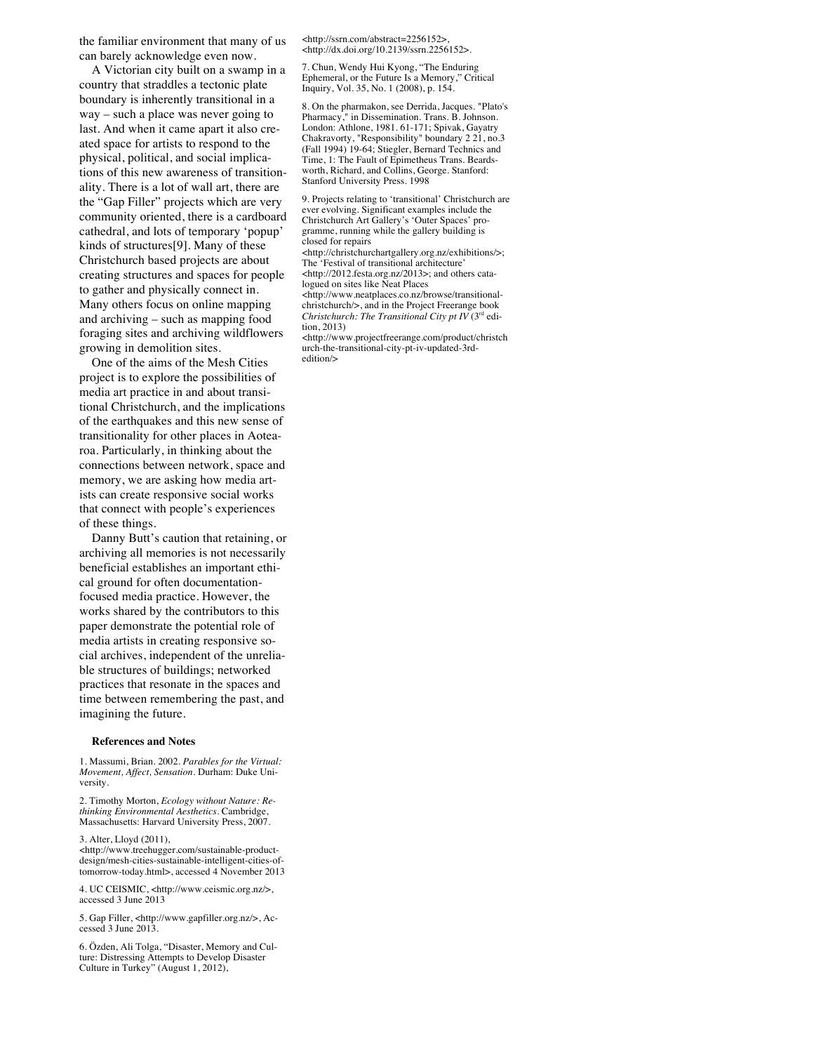the familiar environment that many of us can barely acknowledge even now.

A Victorian city built on a swamp in a country that straddles a tectonic plate boundary is inherently transitional in a way – such a place was never going to last. And when it came apart it also created space for artists to respond to the physical, political, and social implications of this new awareness of transitionality. There is a lot of wall art, there are the "Gap Filler" projects which are very community oriented, there is a cardboard cathedral, and lots of temporary 'popup' kinds of structures[9]. Many of these Christchurch based projects are about creating structures and spaces for people to gather and physically connect in. Many others focus on online mapping and archiving – such as mapping food foraging sites and archiving wildflowers growing in demolition sites.

One of the aims of the Mesh Cities project is to explore the possibilities of media art practice in and about transitional Christchurch, and the implications of the earthquakes and this new sense of transitionality for other places in Aotearoa. Particularly, in thinking about the connections between network, space and memory, we are asking how media artists can create responsive social works that connect with people's experiences of these things.

Danny Butt's caution that retaining, or archiving all memories is not necessarily beneficial establishes an important ethical ground for often documentation-focused media practice. However, the works shared by the contributors to this paper demonstrate the potential role of media artists in creating responsive social archives, independent of the unreliable structures of buildings; networked practices that resonate in the spaces and time between remembering the past, and imagining the future.

**References and Notes**

1. Massumi, Brian. 2002. *Parables for the Virtual: Movement, Affect, Sensation*. Durham: Duke University.

2. Timothy Morton, *Ecology without Nature: Rethinking Environmental Aesthetics*. Cambridge, Massachusetts: Harvard University Press, 2007.

3. Alter, Lloyd (2011), <http://www.treehugger.com/sustainable-product-design/mesh-cities-sustainable-intelligent-cities-of-tomorrow-today.html>, accessed 4 November 2013

4. UC CEISMIC, <http://www.ceismic.org.nz/>, accessed 3 June 2013

5. Gap Filler, <http://www.gapfiller.org.nz/>, Accessed 3 June 2013.

6. Özden, Ali Tolga, "Disaster, Memory and Culture: Distressing Attempts to Develop Disaster Culture in Turkey" (August 1, 2012), <http://ssrn.com/abstract=2256152>, <http://dx.doi.org/10.2139/ssrn.2256152>.

7. Chun, Wendy Hui Kyong, "The Enduring Ephemeral, or the Future Is a Memory," Critical Inquiry, Vol. 35, No. 1 (2008), p. 154.

8. On the pharmakon, see Derrida, Jacques. "Plato's Pharmacy," in Dissemination. Trans. B. Johnson. London: Athlone, 1981. 61-171; Spivak, Gayatry Chakravorty, "Responsibility" boundary 2 21, no.3 (Fall 1994) 19-64; Stiegler, Bernard Technics and Time, 1: The Fault of Epimetheus Trans. Beardsworth, Richard, and Collins, George. Stanford: Stanford University Press. 1998

9. Projects relating to 'transitional' Christchurch are ever evolving. Significant examples include the Christchurch Art Gallery's 'Outer Spaces' programme, running while the gallery building is closed for repairs <http://christchurchartgallery.org.nz/exhibitions/>; The 'Festival of transitional architecture' <http://2012.festa.org.nz/2013>; and others catalogued on sites like Neat Places <http://www.neatplaces.co.nz/browse/transitional-christchurch/>, and in the Project Freerange book *Christchurch: The Transitional City pt IV* (3rd edition, 2013) <http://www.projectfreerange.com/product/christchurch-the-transitional-city-pt-iv-updated-3rd-edition/>